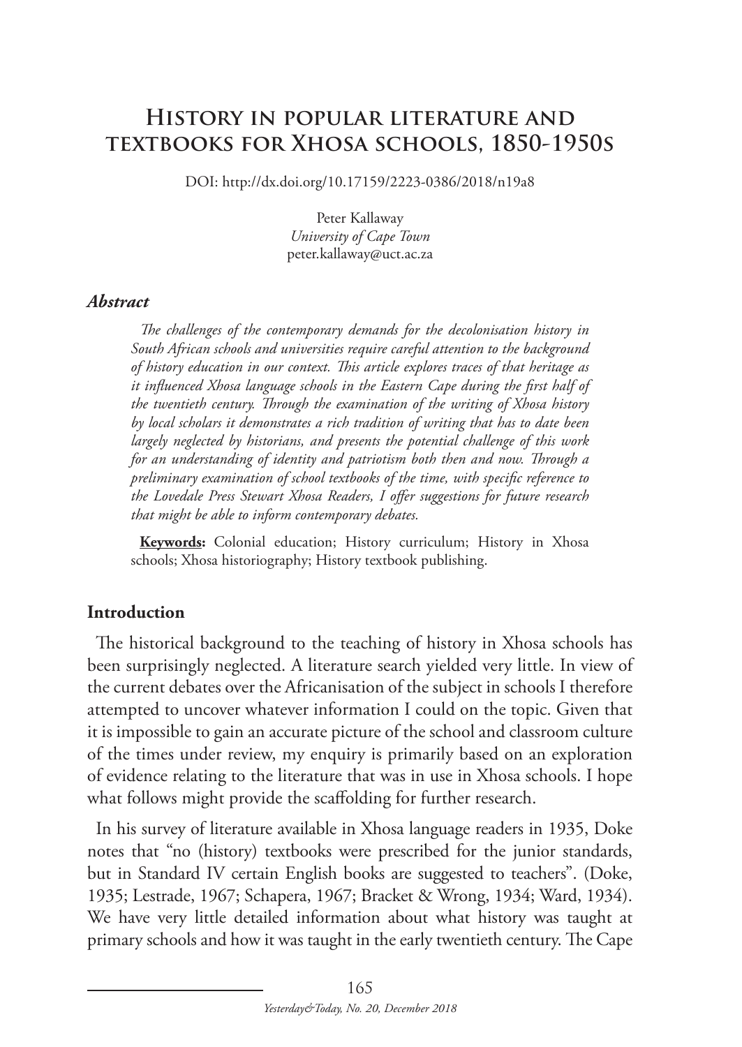# History in popular literature and textbooks for Xhosa schools, 1850-1950s

DOI: http://dx.doi.org/10.17159/2223-0386/2018/n19a8

Peter Kallaway
*University of Cape Town*
peter.kallaway@uct.ac.za

### *Abstract*

*The challenges of the contemporary demands for the decolonisation history in South African schools and universities require careful attention to the background of history education in our context. This article explores traces of that heritage as it influenced Xhosa language schools in the Eastern Cape during the first half of the twentieth century. Through the examination of the writing of Xhosa history by local scholars it demonstrates a rich tradition of writing that has to date been largely neglected by historians, and presents the potential challenge of this work for an understanding of identity and patriotism both then and now. Through a preliminary examination of school textbooks of the time, with specific reference to the Lovedale Press Stewart Xhosa Readers, I offer suggestions for future research that might be able to inform contemporary debates.*

**Keywords:** Colonial education; History curriculum; History in Xhosa schools; Xhosa historiography; History textbook publishing.

## Introduction

The historical background to the teaching of history in Xhosa schools has been surprisingly neglected. A literature search yielded very little. In view of the current debates over the Africanisation of the subject in schools I therefore attempted to uncover whatever information I could on the topic. Given that it is impossible to gain an accurate picture of the school and classroom culture of the times under review, my enquiry is primarily based on an exploration of evidence relating to the literature that was in use in Xhosa schools. I hope what follows might provide the scaffolding for further research.

In his survey of literature available in Xhosa language readers in 1935, Doke notes that "no (history) textbooks were prescribed for the junior standards, but in Standard IV certain English books are suggested to teachers". (Doke, 1935; Lestrade, 1967; Schapera, 1967; Bracket & Wrong, 1934; Ward, 1934). We have very little detailed information about what history was taught at primary schools and how it was taught in the early twentieth century. The Cape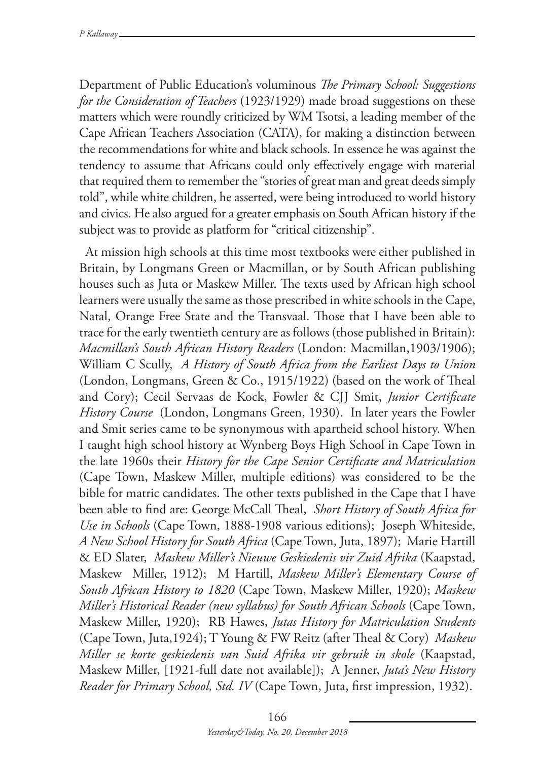Department of Public Education's voluminous *The Primary School: Suggestions for the Consideration of Teachers* (1923/1929) made broad suggestions on these matters which were roundly criticized by WM Tsotsi, a leading member of the Cape African Teachers Association (CATA), for making a distinction between the recommendations for white and black schools. In essence he was against the tendency to assume that Africans could only effectively engage with material that required them to remember the "stories of great man and great deeds simply told", while white children, he asserted, were being introduced to world history and civics. He also argued for a greater emphasis on South African history if the subject was to provide as platform for "critical citizenship".

At mission high schools at this time most textbooks were either published in Britain, by Longmans Green or Macmillan, or by South African publishing houses such as Juta or Maskew Miller. The texts used by African high school learners were usually the same as those prescribed in white schools in the Cape, Natal, Orange Free State and the Transvaal. Those that I have been able to trace for the early twentieth century are as follows (those published in Britain): *Macmillan's South African History Readers* (London: Macmillan,1903/1906); William C Scully, *A History of South Africa from the Earliest Days to Union* (London, Longmans, Green & Co., 1915/1922) (based on the work of Theal and Cory); Cecil Servaas de Kock, Fowler & CJJ Smit, *Junior Certificate History Course* (London, Longmans Green, 1930). In later years the Fowler and Smit series came to be synonymous with apartheid school history. When I taught high school history at Wynberg Boys High School in Cape Town in the late 1960s their *History for the Cape Senior Certificate and Matriculation* (Cape Town, Maskew Miller, multiple editions) was considered to be the bible for matric candidates. The other texts published in the Cape that I have been able to find are: George McCall Theal, *Short History of South Africa for Use in Schools* (Cape Town, 1888-1908 various editions); Joseph Whiteside, *A New School History for South Africa* (Cape Town, Juta, 1897); Marie Hartill & ED Slater, *Maskew Miller's Nieuwe Geskiedenis vir Zuid Afrika* (Kaapstad, Maskew Miller, 1912); M Hartill, *Maskew Miller's Elementary Course of South African History to 1820* (Cape Town, Maskew Miller, 1920); *Maskew Miller's Historical Reader (new syllabus) for South African Schools* (Cape Town, Maskew Miller, 1920); RB Hawes, *Jutas History for Matriculation Students* (Cape Town, Juta,1924); T Young & FW Reitz (after Theal & Cory) *Maskew Miller se korte geskiedenis van Suid Afrika vir gebruik in skole* (Kaapstad, Maskew Miller, [1921-full date not available]); A Jenner, *Juta's New History Reader for Primary School, Std. IV* (Cape Town, Juta, first impression, 1932).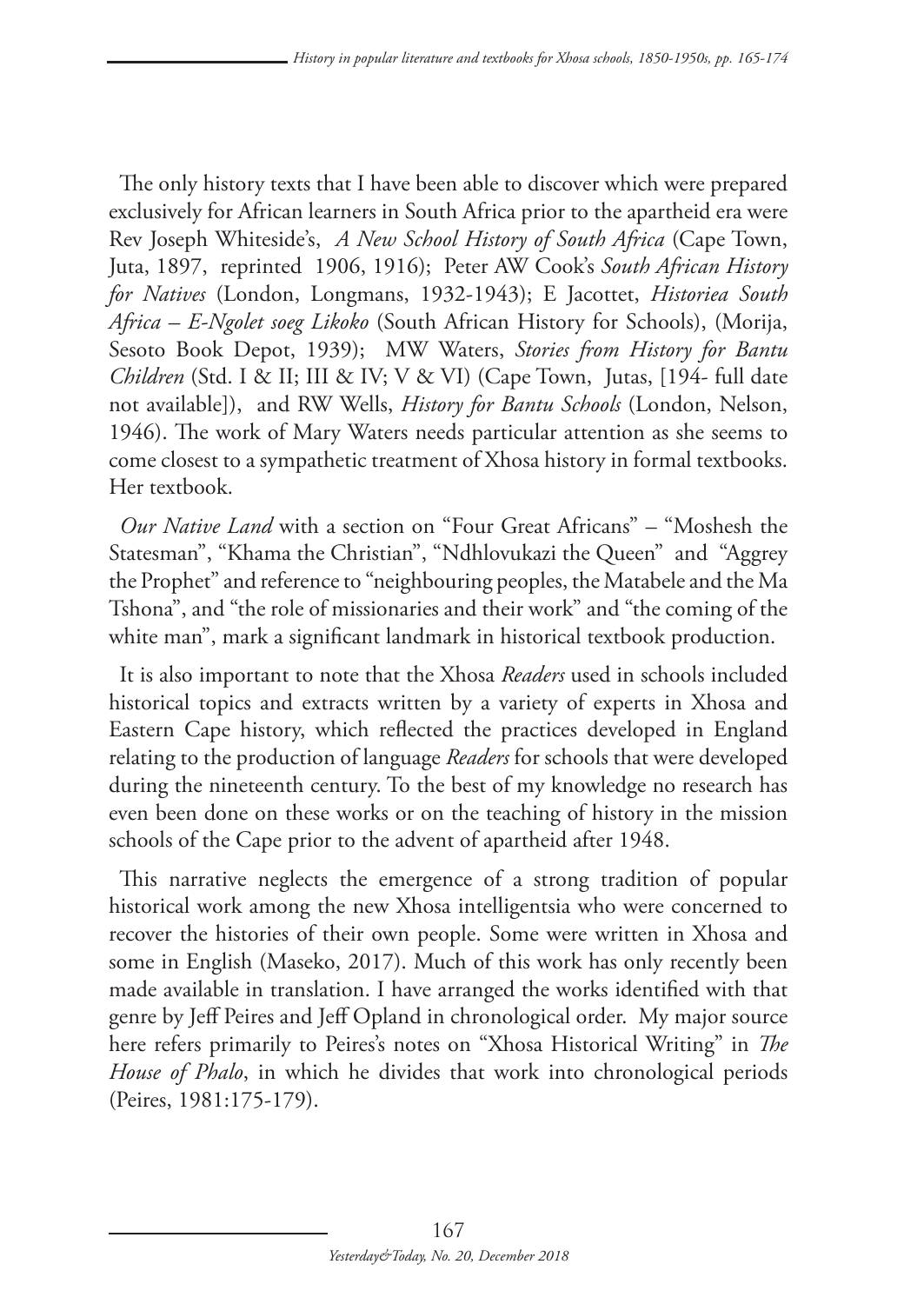The only history texts that I have been able to discover which were prepared exclusively for African learners in South Africa prior to the apartheid era were Rev Joseph Whiteside's, *A New School History of South Africa* (Cape Town, Juta, 1897, reprinted 1906, 1916); Peter AW Cook's *South African History for Natives* (London, Longmans, 1932-1943); E Jacottet, *Historiea South Africa – E-Ngolet soeg Likoko* (South African History for Schools), (Morija, Sesoto Book Depot, 1939); MW Waters, *Stories from History for Bantu Children* (Std. I & II; III & IV; V & VI) (Cape Town, Jutas, [194- full date not available]), and RW Wells, *History for Bantu Schools* (London, Nelson, 1946). The work of Mary Waters needs particular attention as she seems to come closest to a sympathetic treatment of Xhosa history in formal textbooks. Her textbook.

*Our Native Land* with a section on "Four Great Africans" – "Moshesh the Statesman", "Khama the Christian", "Ndhlovukazi the Queen" and "Aggrey the Prophet" and reference to "neighbouring peoples, the Matabele and the Ma Tshona", and "the role of missionaries and their work" and "the coming of the white man", mark a significant landmark in historical textbook production.

It is also important to note that the Xhosa *Readers* used in schools included historical topics and extracts written by a variety of experts in Xhosa and Eastern Cape history, which reflected the practices developed in England relating to the production of language *Readers* for schools that were developed during the nineteenth century. To the best of my knowledge no research has even been done on these works or on the teaching of history in the mission schools of the Cape prior to the advent of apartheid after 1948.

This narrative neglects the emergence of a strong tradition of popular historical work among the new Xhosa intelligentsia who were concerned to recover the histories of their own people. Some were written in Xhosa and some in English (Maseko, 2017). Much of this work has only recently been made available in translation. I have arranged the works identified with that genre by Jeff Peires and Jeff Opland in chronological order. My major source here refers primarily to Peires's notes on "Xhosa Historical Writing" in *The House of Phalo*, in which he divides that work into chronological periods (Peires, 1981:175-179).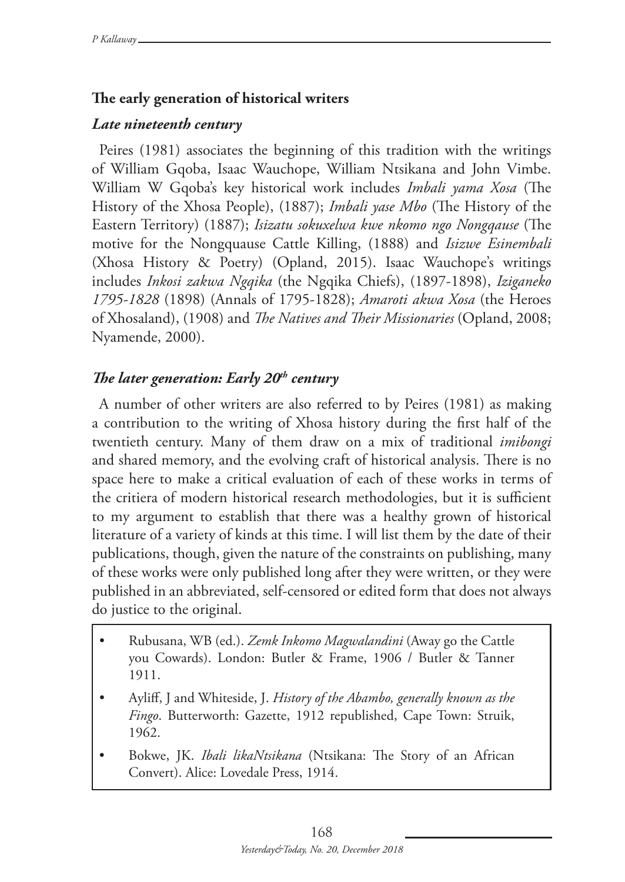## The early generation of historical writers

### *Late nineteenth century*

Peires (1981) associates the beginning of this tradition with the writings of William Gqoba, Isaac Wauchope, William Ntsikana and John Vimbe. William W Gqoba's key historical work includes *Imbali yama Xosa* (The History of the Xhosa People), (1887); *Imbali yase Mbo* (The History of the Eastern Territory) (1887); *Isizatu sokuxelwa kwe nkomo ngo Nongqause* (The motive for the Nongquause Cattle Killing, (1888) and *Isizwe Esinembali* (Xhosa History & Poetry) (Opland, 2015). Isaac Wauchope's writings includes *Inkosi zakwa Ngqika* (the Ngqika Chiefs), (1897-1898), *Iziganeko 1795-1828* (1898) (Annals of 1795-1828); *Amaroti akwa Xosa* (the Heroes of Xhosaland), (1908) and *The Natives and Their Missionaries* (Opland, 2008; Nyamende, 2000).

### *The later generation: Early 20th century*

A number of other writers are also referred to by Peires (1981) as making a contribution to the writing of Xhosa history during the first half of the twentieth century. Many of them draw on a mix of traditional *imibongi* and shared memory, and the evolving craft of historical analysis. There is no space here to make a critical evaluation of each of these works in terms of the critiera of modern historical research methodologies, but it is sufficient to my argument to establish that there was a healthy grown of historical literature of a variety of kinds at this time. I will list them by the date of their publications, though, given the nature of the constraints on publishing, many of these works were only published long after they were written, or they were published in an abbreviated, self-censored or edited form that does not always do justice to the original.

- Rubusana, WB (ed.). *Zemk Inkomo Magwalandini* (Away go the Cattle you Cowards). London: Butler & Frame, 1906 / Butler & Tanner 1911.
- Ayliff, J and Whiteside, J. *History of the Abambo, generally known as the Fingo*. Butterworth: Gazette, 1912 republished, Cape Town: Struik, 1962.
- Bokwe, JK. *Ibali likaNtsikana* (Ntsikana: The Story of an African Convert). Alice: Lovedale Press, 1914.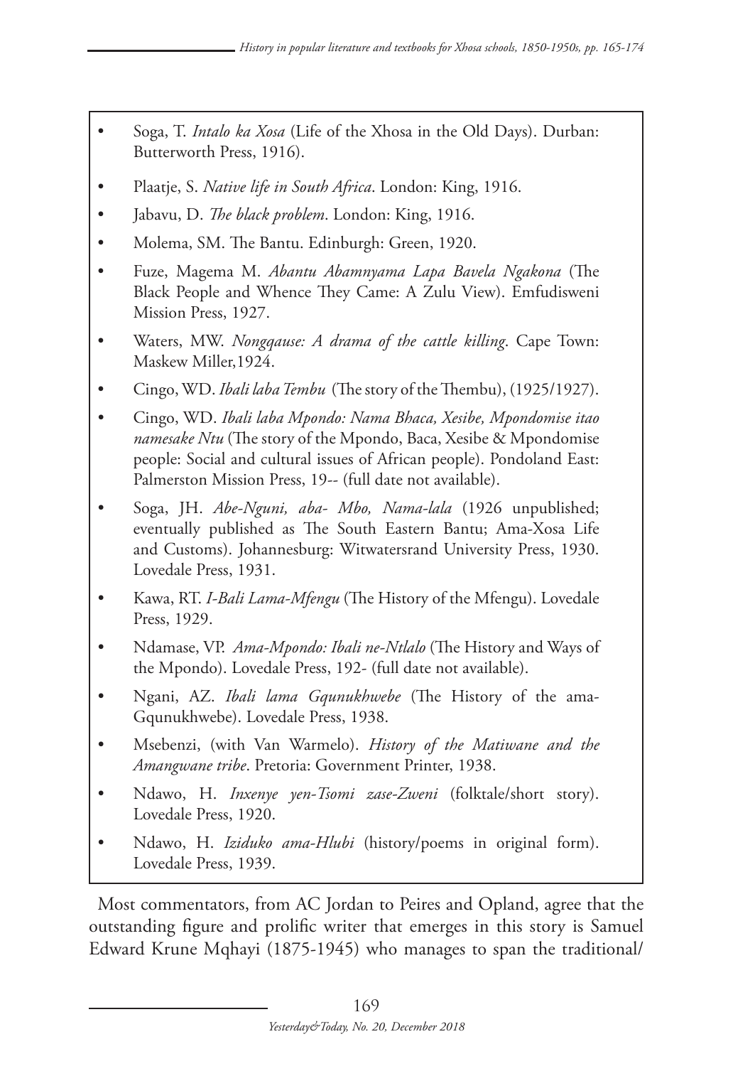- Soga, T. *Intalo ka Xosa* (Life of the Xhosa in the Old Days). Durban: Butterworth Press, 1916).
- Plaatje, S. *Native life in South Africa*. London: King, 1916.
- Jabavu, D. *The black problem*. London: King, 1916.
- Molema, SM. The Bantu. Edinburgh: Green, 1920.
- Fuze, Magema M. *Abantu Abamnyama Lapa Bavela Ngakona* (The Black People and Whence They Came: A Zulu View). Emfudisweni Mission Press, 1927.
- Waters, MW. *Nongqause: A drama of the cattle killing*. Cape Town: Maskew Miller,1924.
- Cingo, WD. *Ibali laba Tembu* (The story of the Thembu), (1925/1927).
- Cingo, WD. *Ibali laba Mpondo: Nama Bhaca, Xesibe, Mpondomise itao namesake Ntu* (The story of the Mpondo, Baca, Xesibe & Mpondomise people: Social and cultural issues of African people). Pondoland East: Palmerston Mission Press, 19-- (full date not available).
- Soga, JH. *Abe-Nguni, aba- Mbo, Nama-lala* (1926 unpublished; eventually published as The South Eastern Bantu; Ama-Xosa Life and Customs). Johannesburg: Witwatersrand University Press, 1930. Lovedale Press, 1931.
- Kawa, RT. *I-Bali Lama-Mfengu* (The History of the Mfengu). Lovedale Press, 1929.
- Ndamase, VP. *Ama-Mpondo: Ibali ne-Ntlalo* (The History and Ways of the Mpondo). Lovedale Press, 192- (full date not available).
- Ngani, AZ. *Ibali lama Gqunukhwebe* (The History of the ama-Gqunukhwebe). Lovedale Press, 1938.
- Msebenzi, (with Van Warmelo). *History of the Matiwane and the Amangwane tribe*. Pretoria: Government Printer, 1938.
- Ndawo, H. *Inxenye yen-Tsomi zase-Zweni* (folktale/short story). Lovedale Press, 1920.
- Ndawo, H. *Iziduko ama-Hlubi* (history/poems in original form). Lovedale Press, 1939.

Most commentators, from AC Jordan to Peires and Opland, agree that the outstanding figure and prolific writer that emerges in this story is Samuel Edward Krune Mqhayi (1875-1945) who manages to span the traditional/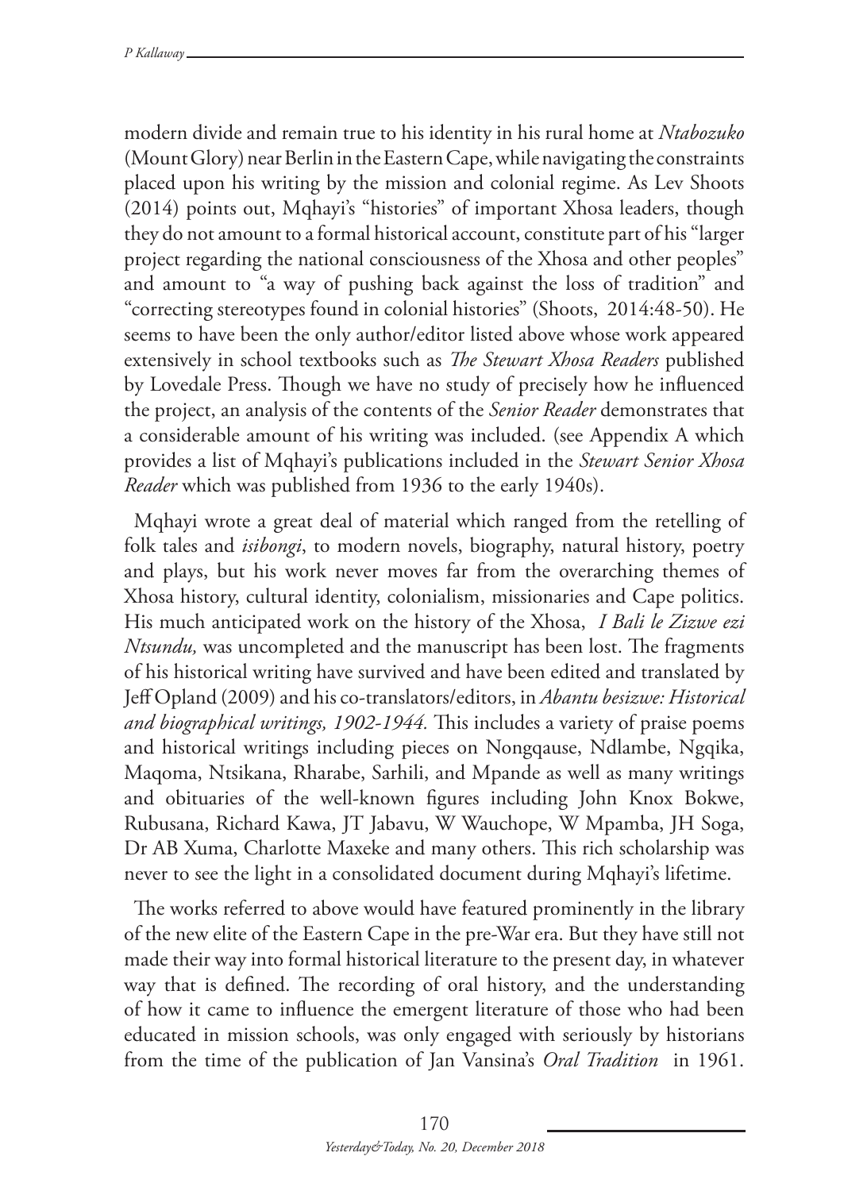modern divide and remain true to his identity in his rural home at *Ntabozuko* (Mount Glory) near Berlin in the Eastern Cape, while navigating the constraints placed upon his writing by the mission and colonial regime. As Lev Shoots (2014) points out, Mqhayi's "histories" of important Xhosa leaders, though they do not amount to a formal historical account, constitute part of his "larger project regarding the national consciousness of the Xhosa and other peoples" and amount to "a way of pushing back against the loss of tradition" and "correcting stereotypes found in colonial histories" (Shoots, 2014:48-50). He seems to have been the only author/editor listed above whose work appeared extensively in school textbooks such as *The Stewart Xhosa Readers* published by Lovedale Press. Though we have no study of precisely how he influenced the project, an analysis of the contents of the *Senior Reader* demonstrates that a considerable amount of his writing was included. (see Appendix A which provides a list of Mqhayi's publications included in the *Stewart Senior Xhosa Reader* which was published from 1936 to the early 1940s).

Mqhayi wrote a great deal of material which ranged from the retelling of folk tales and *isibongi*, to modern novels, biography, natural history, poetry and plays, but his work never moves far from the overarching themes of Xhosa history, cultural identity, colonialism, missionaries and Cape politics. His much anticipated work on the history of the Xhosa, *I Bali le Zizwe ezi Ntsundu,* was uncompleted and the manuscript has been lost. The fragments of his historical writing have survived and have been edited and translated by Jeff Opland (2009) and his co-translators/editors, in *Abantu besizwe: Historical and biographical writings, 1902-1944.* This includes a variety of praise poems and historical writings including pieces on Nongqause, Ndlambe, Ngqika, Maqoma, Ntsikana, Rharabe, Sarhili, and Mpande as well as many writings and obituaries of the well-known figures including John Knox Bokwe, Rubusana, Richard Kawa, JT Jabavu, W Wauchope, W Mpamba, JH Soga, Dr AB Xuma, Charlotte Maxeke and many others. This rich scholarship was never to see the light in a consolidated document during Mqhayi's lifetime.

The works referred to above would have featured prominently in the library of the new elite of the Eastern Cape in the pre-War era. But they have still not made their way into formal historical literature to the present day, in whatever way that is defined. The recording of oral history, and the understanding of how it came to influence the emergent literature of those who had been educated in mission schools, was only engaged with seriously by historians from the time of the publication of Jan Vansina's *Oral Tradition* in 1961.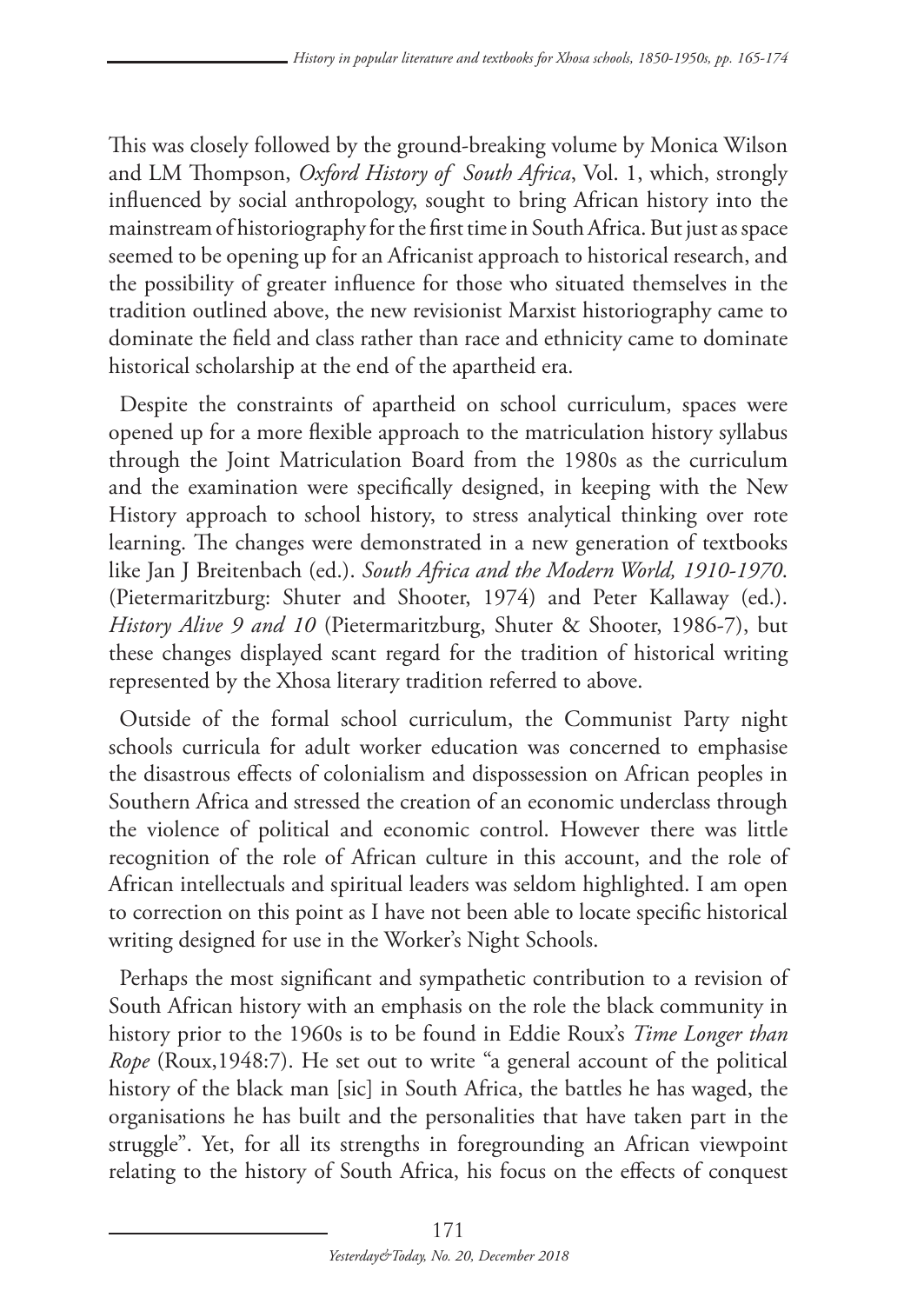This was closely followed by the ground-breaking volume by Monica Wilson and LM Thompson, *Oxford History of South Africa*, Vol. 1, which, strongly influenced by social anthropology, sought to bring African history into the mainstream of historiography for the first time in South Africa. But just as space seemed to be opening up for an Africanist approach to historical research, and the possibility of greater influence for those who situated themselves in the tradition outlined above, the new revisionist Marxist historiography came to dominate the field and class rather than race and ethnicity came to dominate historical scholarship at the end of the apartheid era.

Despite the constraints of apartheid on school curriculum, spaces were opened up for a more flexible approach to the matriculation history syllabus through the Joint Matriculation Board from the 1980s as the curriculum and the examination were specifically designed, in keeping with the New History approach to school history, to stress analytical thinking over rote learning. The changes were demonstrated in a new generation of textbooks like Jan J Breitenbach (ed.). *South Africa and the Modern World, 1910-1970*. (Pietermaritzburg: Shuter and Shooter, 1974) and Peter Kallaway (ed.). *History Alive 9 and 10* (Pietermaritzburg, Shuter & Shooter, 1986-7), but these changes displayed scant regard for the tradition of historical writing represented by the Xhosa literary tradition referred to above.

Outside of the formal school curriculum, the Communist Party night schools curricula for adult worker education was concerned to emphasise the disastrous effects of colonialism and dispossession on African peoples in Southern Africa and stressed the creation of an economic underclass through the violence of political and economic control. However there was little recognition of the role of African culture in this account, and the role of African intellectuals and spiritual leaders was seldom highlighted. I am open to correction on this point as I have not been able to locate specific historical writing designed for use in the Worker's Night Schools.

Perhaps the most significant and sympathetic contribution to a revision of South African history with an emphasis on the role the black community in history prior to the 1960s is to be found in Eddie Roux's *Time Longer than Rope* (Roux,1948:7). He set out to write "a general account of the political history of the black man [sic] in South Africa, the battles he has waged, the organisations he has built and the personalities that have taken part in the struggle". Yet, for all its strengths in foregrounding an African viewpoint relating to the history of South Africa, his focus on the effects of conquest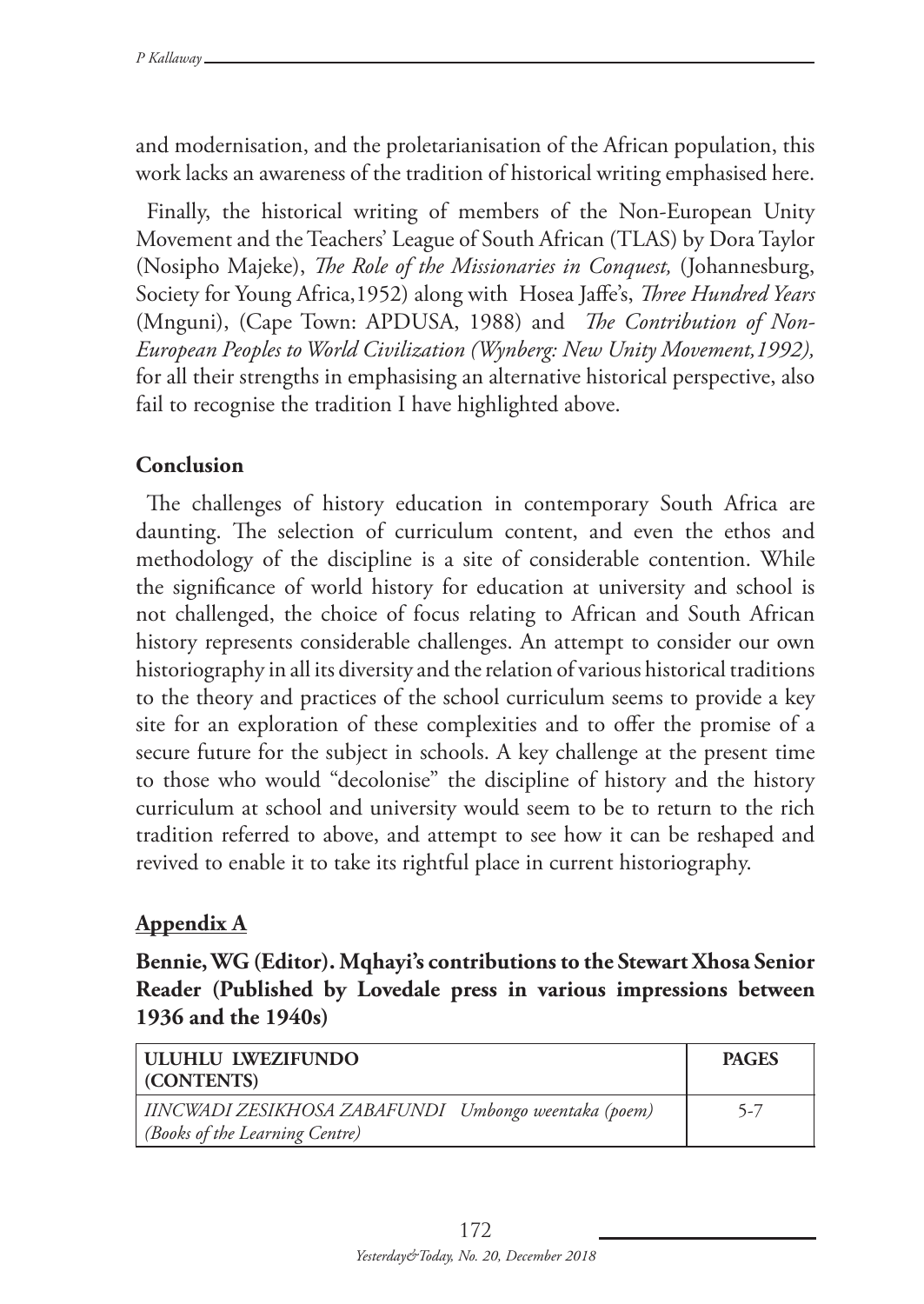and modernisation, and the proletarianisation of the African population, this work lacks an awareness of the tradition of historical writing emphasised here.

Finally, the historical writing of members of the Non-European Unity Movement and the Teachers' League of South African (TLAS) by Dora Taylor (Nosipho Majeke), *The Role of the Missionaries in Conquest,* (Johannesburg, Society for Young Africa,1952) along with Hosea Jaffe's, *Three Hundred Years* (Mnguni), (Cape Town: APDUSA, 1988) and *The Contribution of Non-European Peoples to World Civilization (Wynberg: New Unity Movement,1992),* for all their strengths in emphasising an alternative historical perspective, also fail to recognise the tradition I have highlighted above.

## Conclusion

The challenges of history education in contemporary South Africa are daunting. The selection of curriculum content, and even the ethos and methodology of the discipline is a site of considerable contention. While the significance of world history for education at university and school is not challenged, the choice of focus relating to African and South African history represents considerable challenges. An attempt to consider our own historiography in all its diversity and the relation of various historical traditions to the theory and practices of the school curriculum seems to provide a key site for an exploration of these complexities and to offer the promise of a secure future for the subject in schools. A key challenge at the present time to those who would "decolonise" the discipline of history and the history curriculum at school and university would seem to be to return to the rich tradition referred to above, and attempt to see how it can be reshaped and revived to enable it to take its rightful place in current historiography.

## Appendix A

**Bennie, WG (Editor). Mqhayi's contributions to the Stewart Xhosa Senior Reader (Published by Lovedale press in various impressions between 1936 and the 1940s)**

| ULUHLU LWEZIFUNDO (CONTENTS) | PAGES |
|---|---|
| *IINCWADI ZESIKHOSA ZABAFUNDI Umbongo weentaka (poem) (Books of the Learning Centre)* | 5-7 |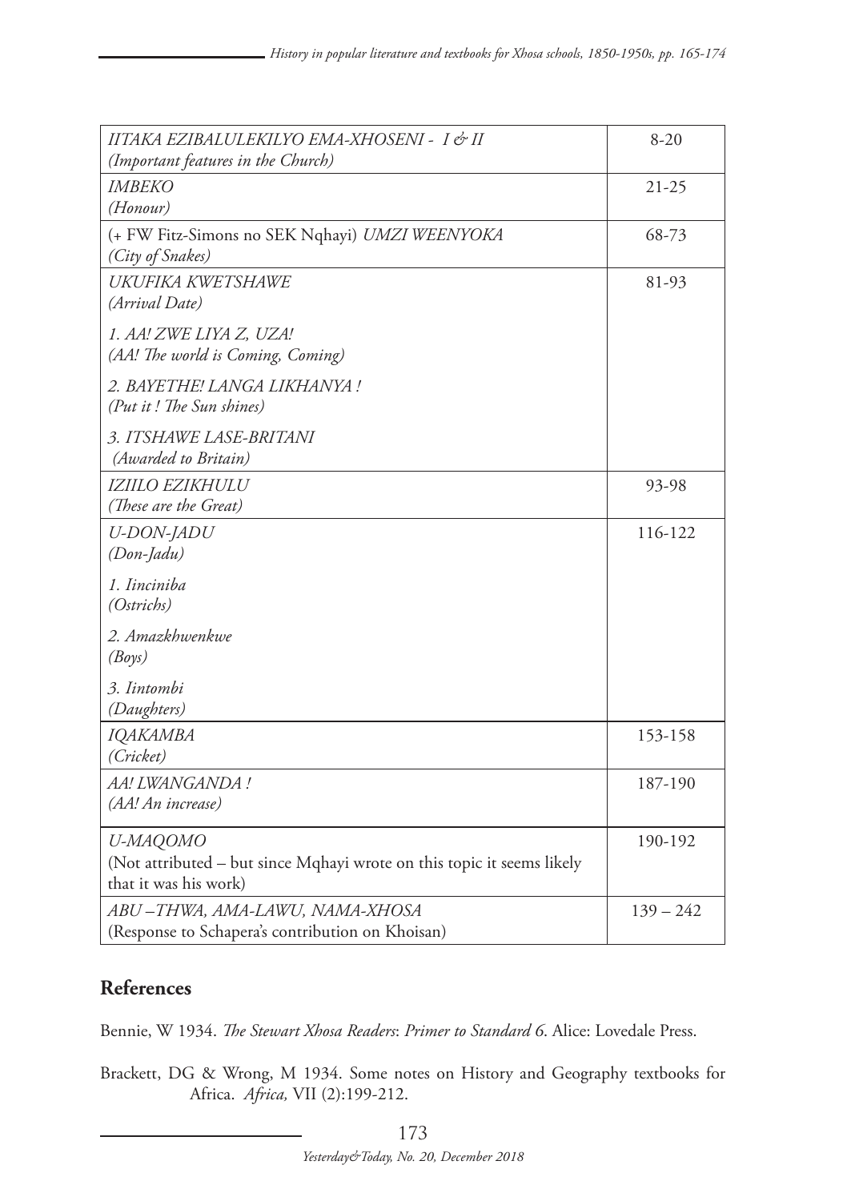| | |
|---|---|
| *IITAKA EZIBALULEKILYO EMA-XHOSENI - I & II*<br>*(Important features in the Church)* | 8-20 |
| *IMBEKO*<br>*(Honour)* | 21-25 |
| (+ FW Fitz-Simons no SEK Nqhayi) *UMZI WEENYOKA*<br>*(City of Snakes)* | 68-73 |
| *UKUFIKA KWETSHAWE*<br>*(Arrival Date)*<br><br>*1. AA! ZWE LIYA Z, UZA!*<br>*(AA! The world is Coming, Coming)*<br><br>*2. BAYETHE! LANGA LIKHANYA !*<br>*(Put it ! The Sun shines)*<br><br>*3. ITSHAWE LASE-BRITANI*<br>*(Awarded to Britain)* | 81-93 |
| *IZIILO EZIKHULU*<br>*(These are the Great)* | 93-98 |
| *U-DON-JADU*<br>*(Don-Jadu)*<br><br>*1. Iinciniba*<br>*(Ostrichs)*<br><br>*2. Amazkhwenkwe*<br>*(Boys)*<br><br>*3. Iintombi*<br>*(Daughters)* | 116-122 |
| *IQAKAMBA*<br>*(Cricket)* | 153-158 |
| *AA! LWANGANDA !*<br>*(AA! An increase)* | 187-190 |
| *U-MAQOMO*<br>(Not attributed – but since Mqhayi wrote on this topic it seems likely that it was his work) | 190-192 |
| *ABU –THWA, AMA-LAWU, NAMA-XHOSA*<br>(Response to Schapera's contribution on Khoisan) | 139 – 242 |

## References

Bennie, W 1934. *The Stewart Xhosa Readers*: *Primer to Standard 6*. Alice: Lovedale Press.

Brackett, DG & Wrong, M 1934. Some notes on History and Geography textbooks for Africa. *Africa,* VII (2):199-212.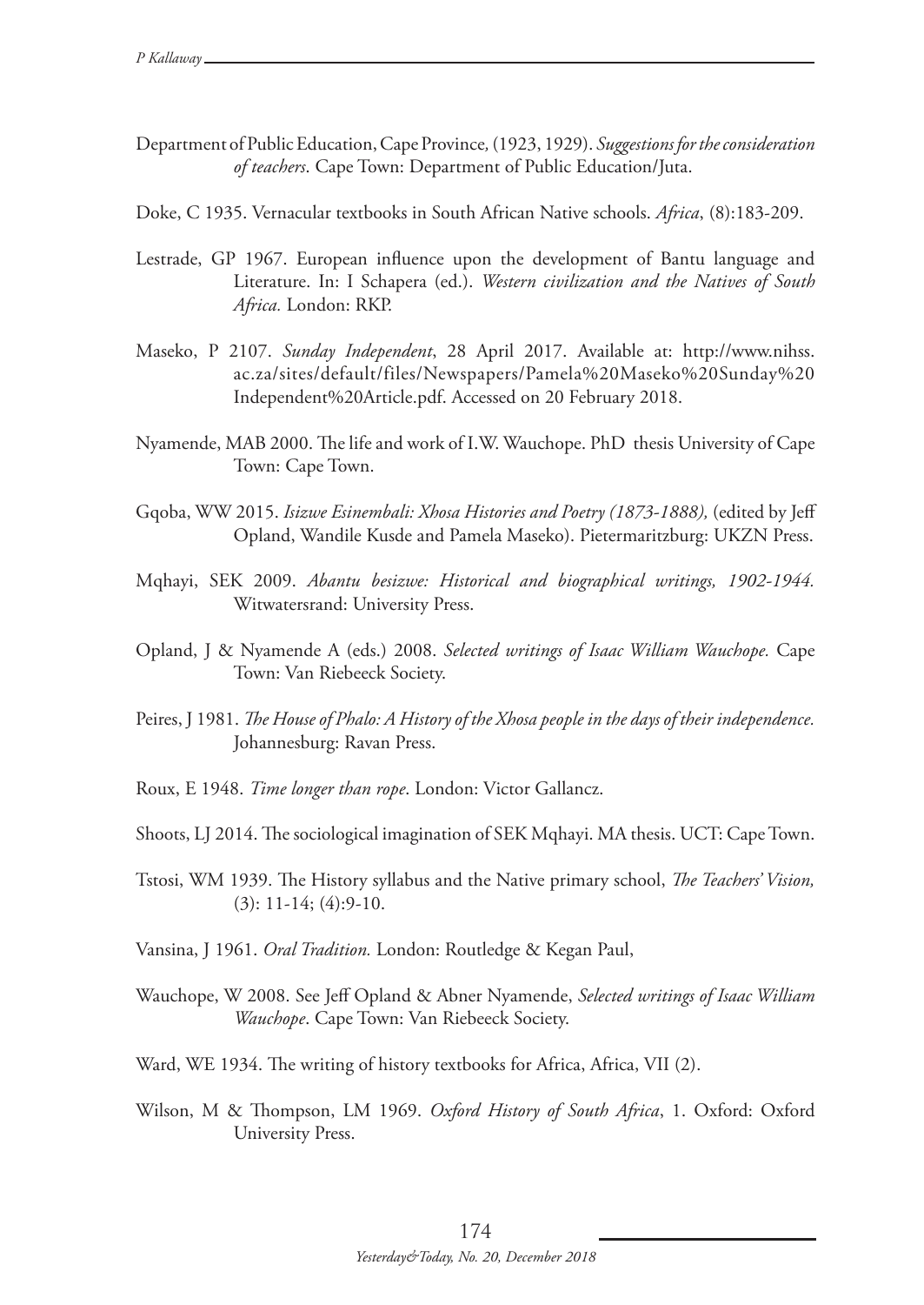Department of Public Education, Cape Province, (1923, 1929). *Suggestions for the consideration of teachers*. Cape Town: Department of Public Education/Juta.

Doke, C 1935. Vernacular textbooks in South African Native schools. *Africa*, (8):183-209.

Lestrade, GP 1967. European influence upon the development of Bantu language and Literature. In: I Schapera (ed.). *Western civilization and the Natives of South Africa.* London: RKP.

Maseko, P 2107. *Sunday Independent*, 28 April 2017. Available at: http://www.nihss.ac.za/sites/default/files/Newspapers/Pamela%20Maseko%20Sunday%20Independent%20Article.pdf. Accessed on 20 February 2018.

Nyamende, MAB 2000. The life and work of I.W. Wauchope. PhD thesis University of Cape Town: Cape Town.

Gqoba, WW 2015. *Isizwe Esinembali: Xhosa Histories and Poetry (1873-1888),* (edited by Jeff Opland, Wandile Kusde and Pamela Maseko). Pietermaritzburg: UKZN Press.

Mqhayi, SEK 2009. *Abantu besizwe: Historical and biographical writings, 1902-1944.* Witwatersrand: University Press.

Opland, J & Nyamende A (eds.) 2008. *Selected writings of Isaac William Wauchope.* Cape Town: Van Riebeeck Society.

Peires, J 1981. *The House of Phalo: A History of the Xhosa people in the days of their independence.* Johannesburg: Ravan Press.

Roux, E 1948. *Time longer than rope*. London: Victor Gallancz.

Shoots, LJ 2014. The sociological imagination of SEK Mqhayi. MA thesis. UCT: Cape Town.

Tstosi, WM 1939. The History syllabus and the Native primary school, *The Teachers' Vision,* (3): 11-14; (4):9-10.

Vansina, J 1961. *Oral Tradition.* London: Routledge & Kegan Paul,

Wauchope, W 2008. See Jeff Opland & Abner Nyamende, *Selected writings of Isaac William Wauchope*. Cape Town: Van Riebeeck Society.

Ward, WE 1934. The writing of history textbooks for Africa, Africa, VII (2).

Wilson, M & Thompson, LM 1969. *Oxford History of South Africa*, 1. Oxford: Oxford University Press.